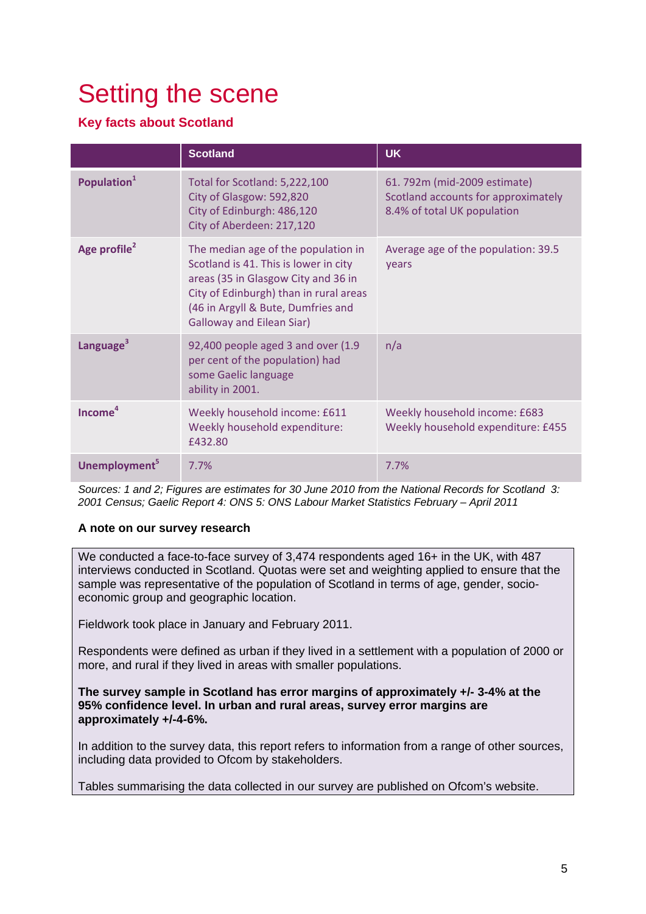# Setting the scene

### Key facts about Scotland

| | Scotland | UK |
|---|---|---|
| **Population**[1] | Total for Scotland: 5,222,100<br>City of Glasgow: 592,820<br>City of Edinburgh: 486,120<br>City of Aberdeen: 217,120 | 61. 792m (mid-2009 estimate)<br>Scotland accounts for approximately 8.4% of total UK population |
| **Age profile**[2] | The median age of the population in Scotland is 41. This is lower in city areas (35 in Glasgow City and 36 in City of Edinburgh) than in rural areas (46 in Argyll & Bute, Dumfries and Galloway and Eilean Siar) | Average age of the population: 39.5 years |
| **Language**[3] | 92,400 people aged 3 and over (1.9 per cent of the population) had some Gaelic language ability in 2001. | n/a |
| **Income**[4] | Weekly household income: £611<br>Weekly household expenditure: £432.80 | Weekly household income: £683<br>Weekly household expenditure: £455 |
| **Unemployment**[5] | 7.7% | 7.7% |

*Sources: 1 and 2; Figures are estimates for 30 June 2010 from the National Records for Scotland 3: 2001 Census; Gaelic Report 4: ONS 5: ONS Labour Market Statistics February – April 2011*

**A note on our survey research**

We conducted a face-to-face survey of 3,474 respondents aged 16+ in the UK, with 487 interviews conducted in Scotland. Quotas were set and weighting applied to ensure that the sample was representative of the population of Scotland in terms of age, gender, socio-economic group and geographic location.

Fieldwork took place in January and February 2011.

Respondents were defined as urban if they lived in a settlement with a population of 2000 or more, and rural if they lived in areas with smaller populations.

**The survey sample in Scotland has error margins of approximately +/- 3-4% at the 95% confidence level. In urban and rural areas, survey error margins are approximately +/-4-6%.**

In addition to the survey data, this report refers to information from a range of other sources, including data provided to Ofcom by stakeholders.

Tables summarising the data collected in our survey are published on Ofcom's website.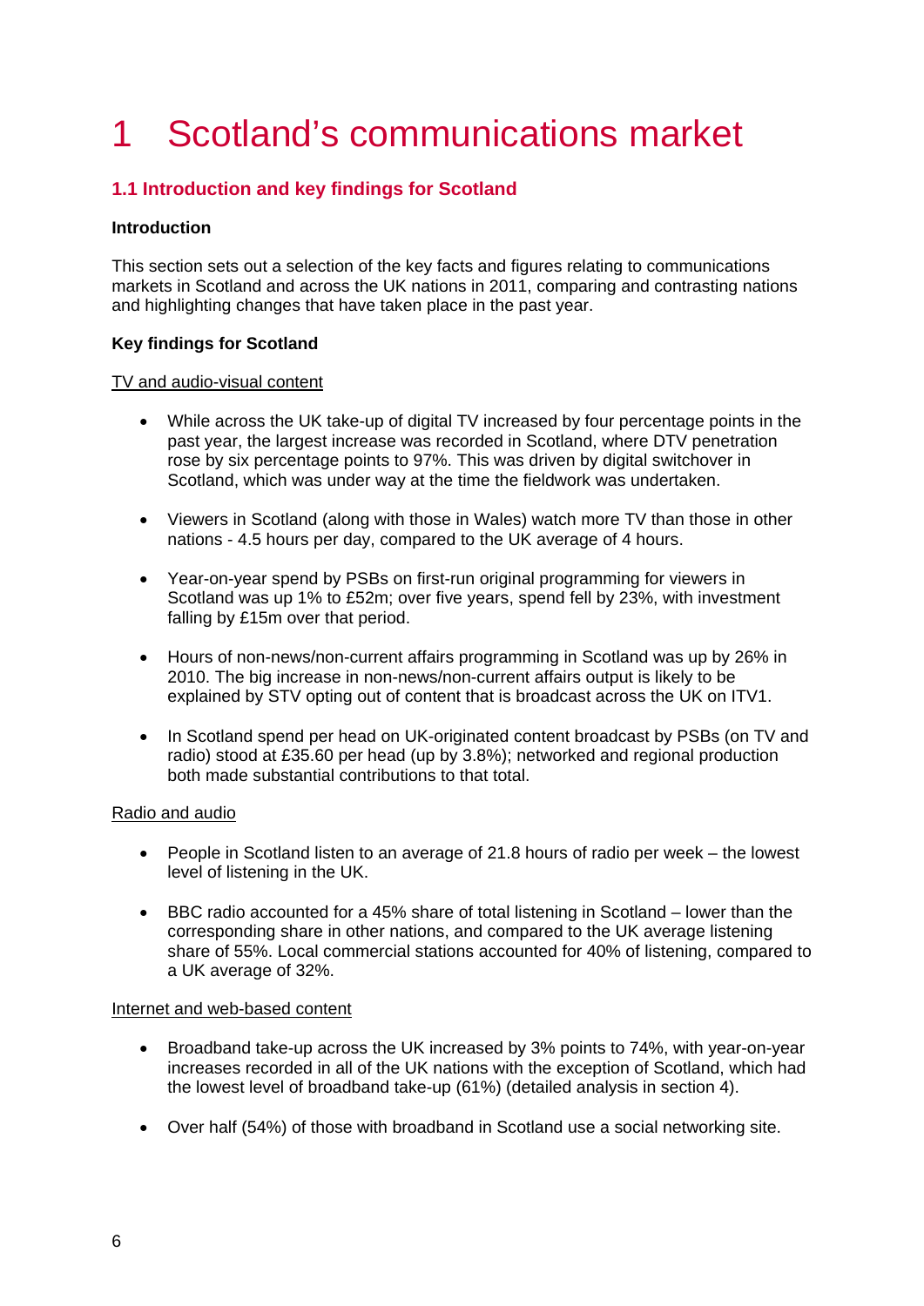# 1 Scotland's communications market

## 1.1 Introduction and key findings for Scotland

**Introduction**

This section sets out a selection of the key facts and figures relating to communications markets in Scotland and across the UK nations in 2011, comparing and contrasting nations and highlighting changes that have taken place in the past year.

**Key findings for Scotland**

TV and audio-visual content

- While across the UK take-up of digital TV increased by four percentage points in the past year, the largest increase was recorded in Scotland, where DTV penetration rose by six percentage points to 97%. This was driven by digital switchover in Scotland, which was under way at the time the fieldwork was undertaken.
- Viewers in Scotland (along with those in Wales) watch more TV than those in other nations - 4.5 hours per day, compared to the UK average of 4 hours.
- Year-on-year spend by PSBs on first-run original programming for viewers in Scotland was up 1% to £52m; over five years, spend fell by 23%, with investment falling by £15m over that period.
- Hours of non-news/non-current affairs programming in Scotland was up by 26% in 2010. The big increase in non-news/non-current affairs output is likely to be explained by STV opting out of content that is broadcast across the UK on ITV1.
- In Scotland spend per head on UK-originated content broadcast by PSBs (on TV and radio) stood at £35.60 per head (up by 3.8%); networked and regional production both made substantial contributions to that total.

Radio and audio

- People in Scotland listen to an average of 21.8 hours of radio per week – the lowest level of listening in the UK.
- BBC radio accounted for a 45% share of total listening in Scotland – lower than the corresponding share in other nations, and compared to the UK average listening share of 55%. Local commercial stations accounted for 40% of listening, compared to a UK average of 32%.

Internet and web-based content

- Broadband take-up across the UK increased by 3% points to 74%, with year-on-year increases recorded in all of the UK nations with the exception of Scotland, which had the lowest level of broadband take-up (61%) (detailed analysis in section 4).
- Over half (54%) of those with broadband in Scotland use a social networking site.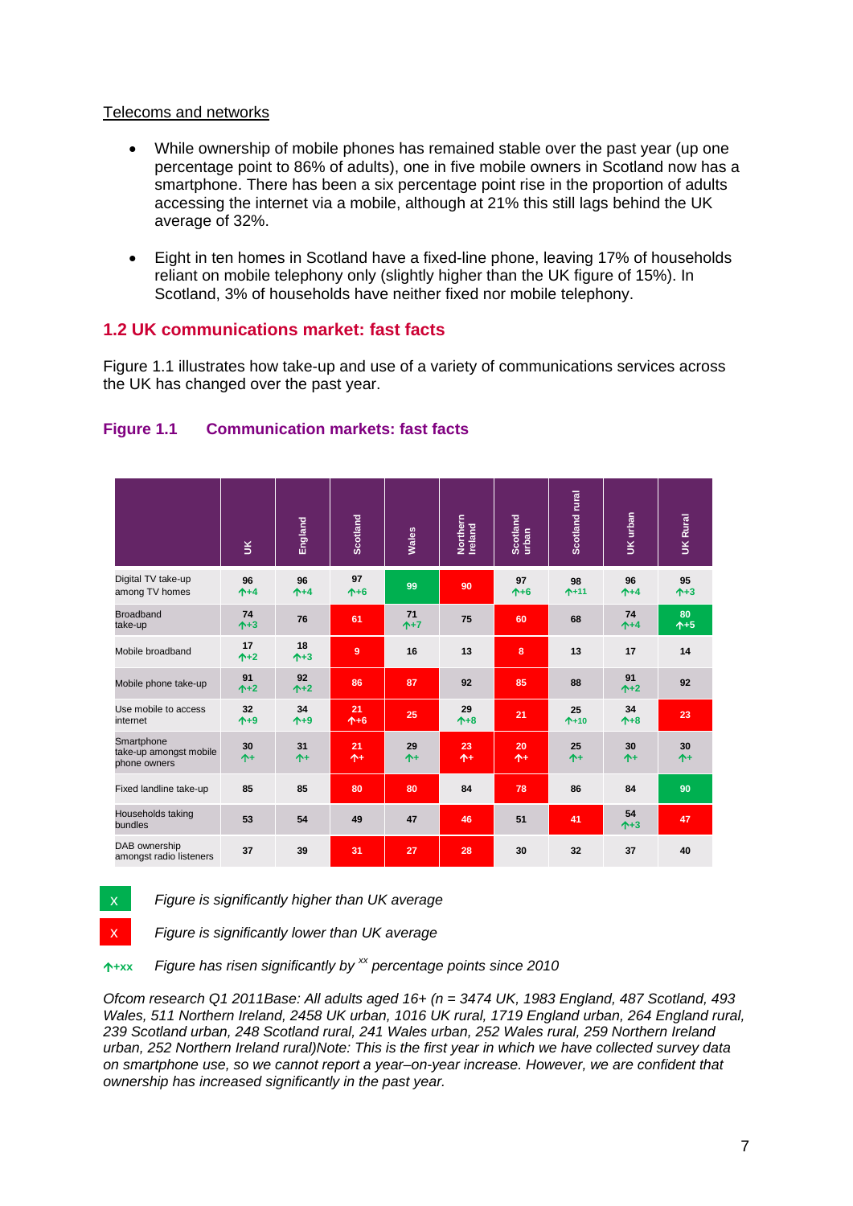Telecoms and networks

- While ownership of mobile phones has remained stable over the past year (up one percentage point to 86% of adults), one in five mobile owners in Scotland now has a smartphone. There has been a six percentage point rise in the proportion of adults accessing the internet via a mobile, although at 21% this still lags behind the UK average of 32%.

- Eight in ten homes in Scotland have a fixed-line phone, leaving 17% of households reliant on mobile telephony only (slightly higher than the UK figure of 15%). In Scotland, 3% of households have neither fixed nor mobile telephony.

## 1.2 UK communications market: fast facts

Figure 1.1 illustrates how take-up and use of a variety of communications services across the UK has changed over the past year.

### Figure 1.1 Communication markets: fast facts

| | UK | England | Scotland | Wales | Northern Ireland | Scotland urban | Scotland rural | UK urban | UK Rural |
|---|---|---|---|---|---|---|---|---|---|
| Digital TV take-up among TV homes | 96 ↑+4 | 96 ↑+4 | 97 ↑+6 | 99 | 90 | 97 ↑+6 | 98 ↑+11 | 96 ↑+4 | 95 ↑+3 |
| Broadband take-up | 74 ↑+3 | 76 | 61 | 71 ↑+7 | 75 | 60 | 68 | 74 ↑+4 | 80 ↑+5 |
| Mobile broadband | 17 ↑+2 | 18 ↑+3 | 9 | 16 | 13 | 8 | 13 | 17 | 14 |
| Mobile phone take-up | 91 ↑+2 | 92 ↑+2 | 86 | 87 | 92 | 85 | 88 | 91 ↑+2 | 92 |
| Use mobile to access internet | 32 ↑+9 | 34 ↑+9 | 21 ↑+6 | 25 | 29 ↑+8 | 21 | 25 ↑+10 | 34 ↑+8 | 23 |
| Smartphone take-up amongst mobile phone owners | 30 ↑+ | 31 ↑+ | 21 ↑+ | 29 ↑+ | 23 ↑+ | 20 ↑+ | 25 ↑+ | 30 ↑+ | 30 ↑+ |
| Fixed landline take-up | 85 | 85 | 80 | 80 | 84 | 78 | 86 | 84 | 90 |
| Households taking bundles | 53 | 54 | 49 | 47 | 46 | 51 | 41 | 54 ↑+3 | 47 |
| DAB ownership amongst radio listeners | 37 | 39 | 31 | 27 | 28 | 30 | 32 | 37 | 40 |

x *Figure is significantly higher than UK average* (green)

x *Figure is significantly lower than UK average* (red)

↑+xx *Figure has risen significantly by xx percentage points since 2010*

*Ofcom research Q1 2011Base: All adults aged 16+ (n = 3474 UK, 1983 England, 487 Scotland, 493 Wales, 511 Northern Ireland, 2458 UK urban, 1016 UK rural, 1719 England urban, 264 England rural, 239 Scotland urban, 248 Scotland rural, 241 Wales urban, 252 Wales rural, 259 Northern Ireland urban, 252 Northern Ireland rural)Note: This is the first year in which we have collected survey data on smartphone use, so we cannot report a year–on-year increase. However, we are confident that ownership has increased significantly in the past year.*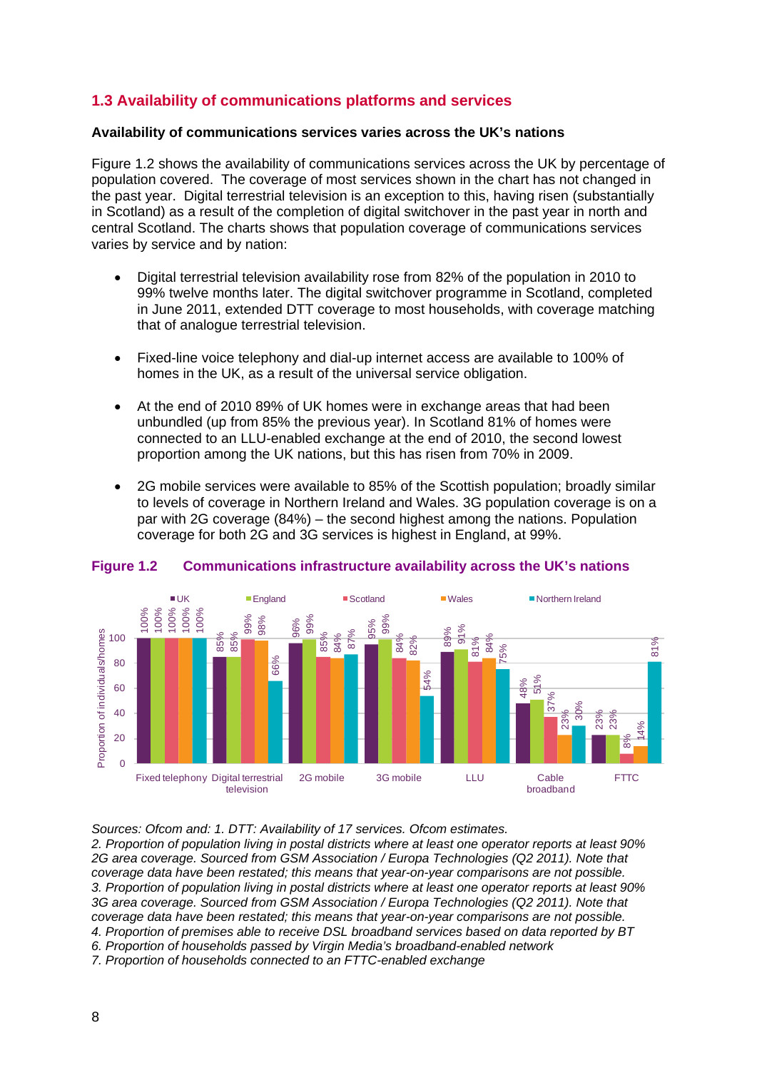## 1.3 Availability of communications platforms and services

### Availability of communications services varies across the UK's nations

Figure 1.2 shows the availability of communications services across the UK by percentage of population covered. The coverage of most services shown in the chart has not changed in the past year. Digital terrestrial television is an exception to this, having risen (substantially in Scotland) as a result of the completion of digital switchover in the past year in north and central Scotland. The charts shows that population coverage of communications services varies by service and by nation:

- Digital terrestrial television availability rose from 82% of the population in 2010 to 99% twelve months later. The digital switchover programme in Scotland, completed in June 2011, extended DTT coverage to most households, with coverage matching that of analogue terrestrial television.
- Fixed-line voice telephony and dial-up internet access are available to 100% of homes in the UK, as a result of the universal service obligation.
- At the end of 2010 89% of UK homes were in exchange areas that had been unbundled (up from 85% the previous year). In Scotland 81% of homes were connected to an LLU-enabled exchange at the end of 2010, the second lowest proportion among the UK nations, but this has risen from 70% in 2009.
- 2G mobile services were available to 85% of the Scottish population; broadly similar to levels of coverage in Northern Ireland and Wales. 3G population coverage is on a par with 2G coverage (84%) – the second highest among the nations. Population coverage for both 2G and 3G services is highest in England, at 99%.

**Figure 1.2 Communications infrastructure availability across the UK's nations**

UK | England | Scotland | Wales | Northern Ireland

Proportion of individuals/homes

0, 20, 40, 60, 80, 100

Fixed telephony: 100%, 100%, 100%, 100%, 100%

Digital terrestrial television: 85%, 85%, 99%, 98%, 66%

2G mobile: 96%, 99%, 85%, 84%, 87%

3G mobile: 95%, 99%, 84%, 82%, 54%

LLU: 89%, 91%, 81%, 84%, 75%

Cable broadband: 48%, 51%, 37%, 23%, 30%

FTTC: 23%, 23%, 8%, 14%, 81%

*Sources: Ofcom and: 1. DTT: Availability of 17 services. Ofcom estimates.*
*2. Proportion of population living in postal districts where at least one operator reports at least 90% 2G area coverage. Sourced from GSM Association / Europa Technologies (Q2 2011). Note that coverage data have been restated; this means that year-on-year comparisons are not possible.*
*3. Proportion of population living in postal districts where at least one operator reports at least 90% 3G area coverage. Sourced from GSM Association / Europa Technologies (Q2 2011). Note that coverage data have been restated; this means that year-on-year comparisons are not possible.*
*4. Proportion of premises able to receive DSL broadband services based on data reported by BT*
*6. Proportion of households passed by Virgin Media's broadband-enabled network*
*7. Proportion of households connected to an FTTC-enabled exchange*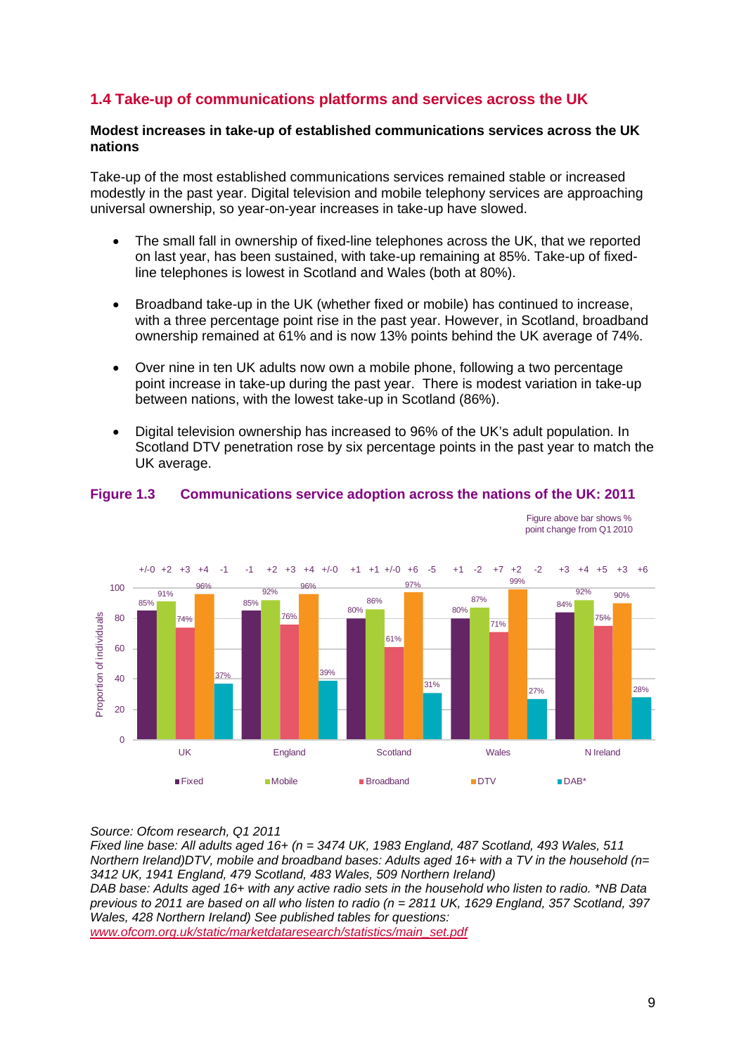## 1.4 Take-up of communications platforms and services across the UK

**Modest increases in take-up of established communications services across the UK nations**

Take-up of the most established communications services remained stable or increased modestly in the past year. Digital television and mobile telephony services are approaching universal ownership, so year-on-year increases in take-up have slowed.

- The small fall in ownership of fixed-line telephones across the UK, that we reported on last year, has been sustained, with take-up remaining at 85%. Take-up of fixed-line telephones is lowest in Scotland and Wales (both at 80%).
- Broadband take-up in the UK (whether fixed or mobile) has continued to increase, with a three percentage point rise in the past year. However, in Scotland, broadband ownership remained at 61% and is now 13% points behind the UK average of 74%.
- Over nine in ten UK adults now own a mobile phone, following a two percentage point increase in take-up during the past year. There is modest variation in take-up between nations, with the lowest take-up in Scotland (86%).
- Digital television ownership has increased to 96% of the UK's adult population. In Scotland DTV penetration rose by six percentage points in the past year to match the UK average.

**Figure 1.3 Communications service adoption across the nations of the UK: 2011**

Figure above bar shows % point change from Q1 2010

+/-0 +2 +3 +4 -1 | -1 +2 +3 +4 +/-0 | +1 +1 +/-0 +6 -5 | +1 -2 +7 +2 -2 | +3 +4 +5 +3 +6

UK: 85% 91% 74% 96% 37%
England: 85% 92% 76% 96% 39%
Scotland: 80% 86% 61% 97% 31%
Wales: 80% 87% 71% 99% 27%
N Ireland: 84% 92% 75% 90% 28%

Proportion of individuals

0 20 40 60 80 100

Fixed Mobile Broadband DTV DAB*

*Source: Ofcom research, Q1 2011*
*Fixed line base: All adults aged 16+ (n = 3474 UK, 1983 England, 487 Scotland, 493 Wales, 511 Northern Ireland)DTV, mobile and broadband bases: Adults aged 16+ with a TV in the household (n= 3412 UK, 1941 England, 479 Scotland, 483 Wales, 509 Northern Ireland)*
*DAB base: Adults aged 16+ with any active radio sets in the household who listen to radio. *NB Data previous to 2011 are based on all who listen to radio (n = 2811 UK, 1629 England, 357 Scotland, 397 Wales, 428 Northern Ireland) See published tables for questions:*
*www.ofcom.org.uk/static/marketdataresearch/statistics/main_set.pdf*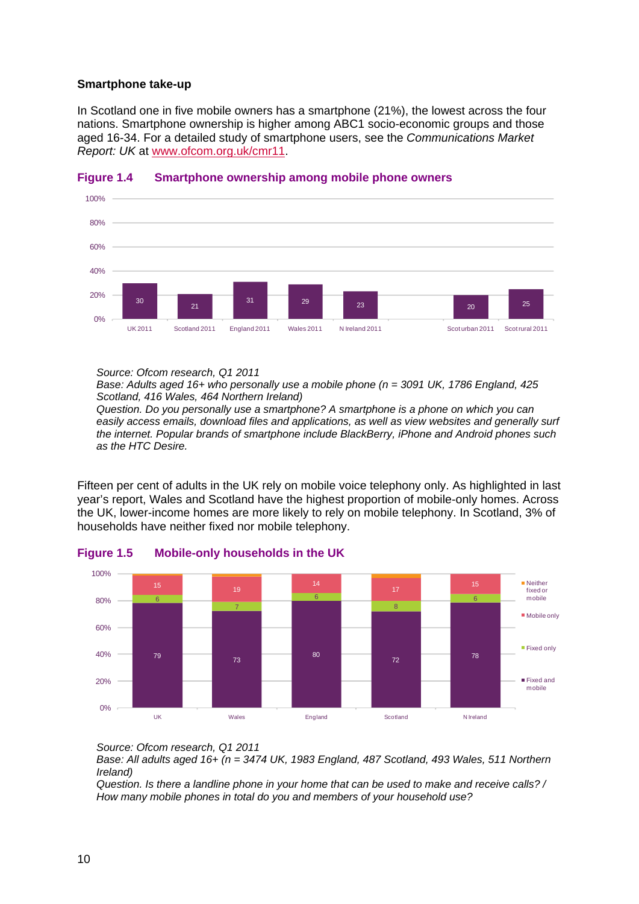**Smartphone take-up**

In Scotland one in five mobile owners has a smartphone (21%), the lowest across the four nations. Smartphone ownership is higher among ABC1 socio-economic groups and those aged 16-34. For a detailed study of smartphone users, see the *Communications Market Report: UK* at www.ofcom.org.uk/cmr11.

**Figure 1.4 Smartphone ownership among mobile phone owners**

100%
80%
60%
40%
20%
0%

30 21 31 29 23 20 25

UK 2011, Scotland 2011, England 2011, Wales 2011, N Ireland 2011, Scot urban 2011, Scot rural 2011

*Source: Ofcom research, Q1 2011*
*Base: Adults aged 16+ who personally use a mobile phone (n = 3091 UK, 1786 England, 425 Scotland, 416 Wales, 464 Northern Ireland)*
*Question. Do you personally use a smartphone? A smartphone is a phone on which you can easily access emails, download files and applications, as well as view websites and generally surf the internet. Popular brands of smartphone include BlackBerry, iPhone and Android phones such as the HTC Desire.*

Fifteen per cent of adults in the UK rely on mobile voice telephony only. As highlighted in last year's report, Wales and Scotland have the highest proportion of mobile-only homes. Across the UK, lower-income homes are more likely to rely on mobile telephony. In Scotland, 3% of households have neither fixed nor mobile telephony.

**Figure 1.5 Mobile-only households in the UK**

100%
80%
60%
40%
20%
0%

UK: 79, 6, 15
Wales: 73, 7, 19
England: 80, 6, 14
Scotland: 72, 8, 17
N Ireland: 78, 6, 15

Neither fixed or mobile
Mobile only
Fixed only
Fixed and mobile

*Source: Ofcom research, Q1 2011*
*Base: All adults aged 16+ (n = 3474 UK, 1983 England, 487 Scotland, 493 Wales, 511 Northern Ireland)*
*Question. Is there a landline phone in your home that can be used to make and receive calls? / How many mobile phones in total do you and members of your household use?*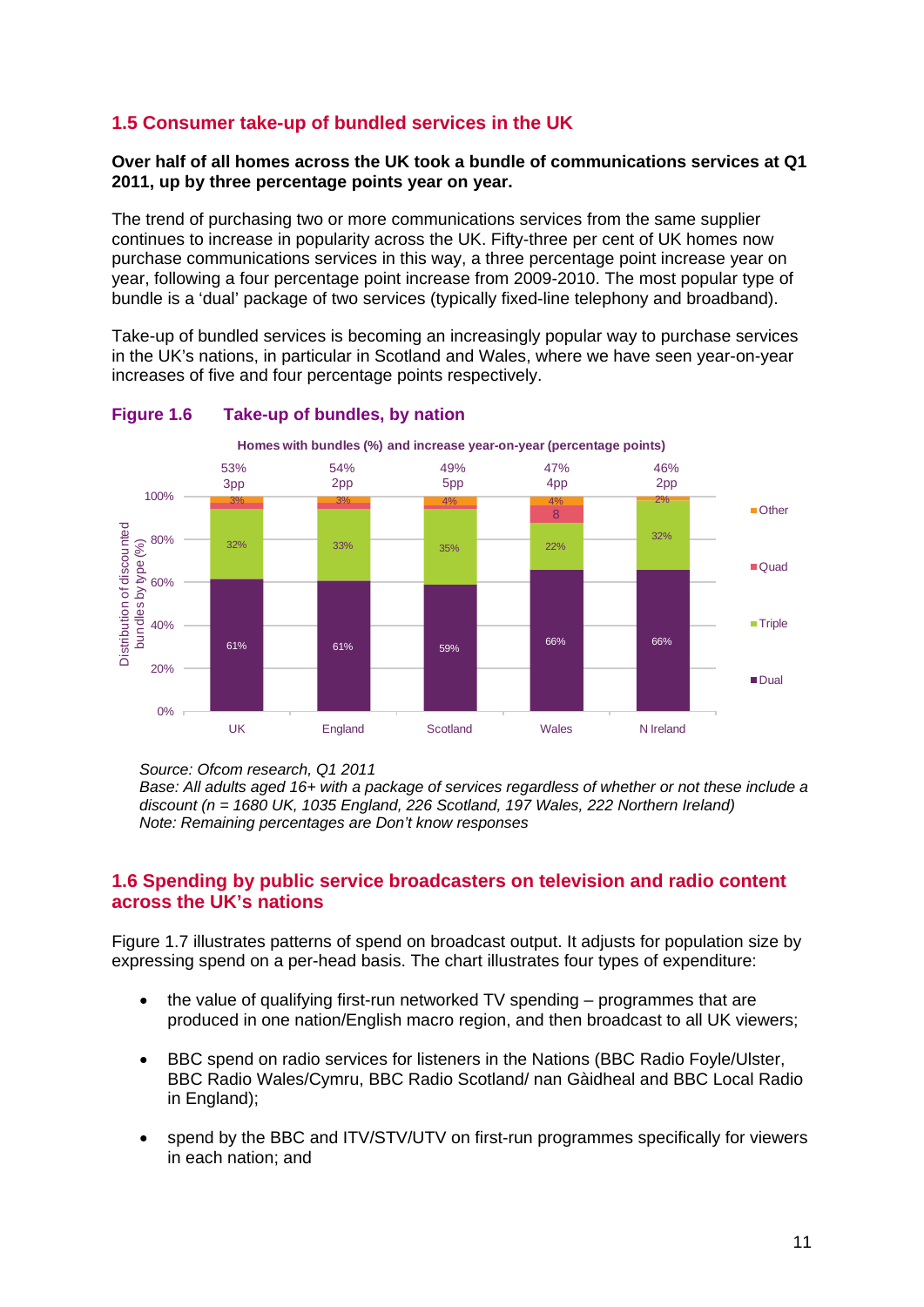## 1.5 Consumer take-up of bundled services in the UK

**Over half of all homes across the UK took a bundle of communications services at Q1 2011, up by three percentage points year on year.**

The trend of purchasing two or more communications services from the same supplier continues to increase in popularity across the UK. Fifty-three per cent of UK homes now purchase communications services in this way, a three percentage point increase year on year, following a four percentage point increase from 2009-2010. The most popular type of bundle is a 'dual' package of two services (typically fixed-line telephony and broadband).

Take-up of bundled services is becoming an increasingly popular way to purchase services in the UK's nations, in particular in Scotland and Wales, where we have seen year-on-year increases of five and four percentage points respectively.

### Figure 1.6 Take-up of bundles, by nation

Homes with bundles (%) and increase year-on-year (percentage points)

UK: 53% 3pp — Dual 61%, Triple 32%, Other 3%
England: 54% 2pp — Dual 61%, Triple 33%, Other 3%
Scotland: 49% 5pp — Dual 59%, Triple 35%, Other 4%
Wales: 47% 4pp — Dual 66%, Triple 22%, Quad 8, Other 4%
N Ireland: 46% 2pp — Dual 66%, Triple 32%, Other 2%

Distribution of discounted bundles by type (%)

0%, 20%, 40%, 60%, 80%, 100%

Other, Quad, Triple, Dual

*Source: Ofcom research, Q1 2011*
*Base: All adults aged 16+ with a package of services regardless of whether or not these include a discount (n = 1680 UK, 1035 England, 226 Scotland, 197 Wales, 222 Northern Ireland)*
*Note: Remaining percentages are Don't know responses*

## 1.6 Spending by public service broadcasters on television and radio content across the UK's nations

Figure 1.7 illustrates patterns of spend on broadcast output. It adjusts for population size by expressing spend on a per-head basis. The chart illustrates four types of expenditure:

- the value of qualifying first-run networked TV spending – programmes that are produced in one nation/English macro region, and then broadcast to all UK viewers;
- BBC spend on radio services for listeners in the Nations (BBC Radio Foyle/Ulster, BBC Radio Wales/Cymru, BBC Radio Scotland/ nan Gàidheal and BBC Local Radio in England);
- spend by the BBC and ITV/STV/UTV on first-run programmes specifically for viewers in each nation; and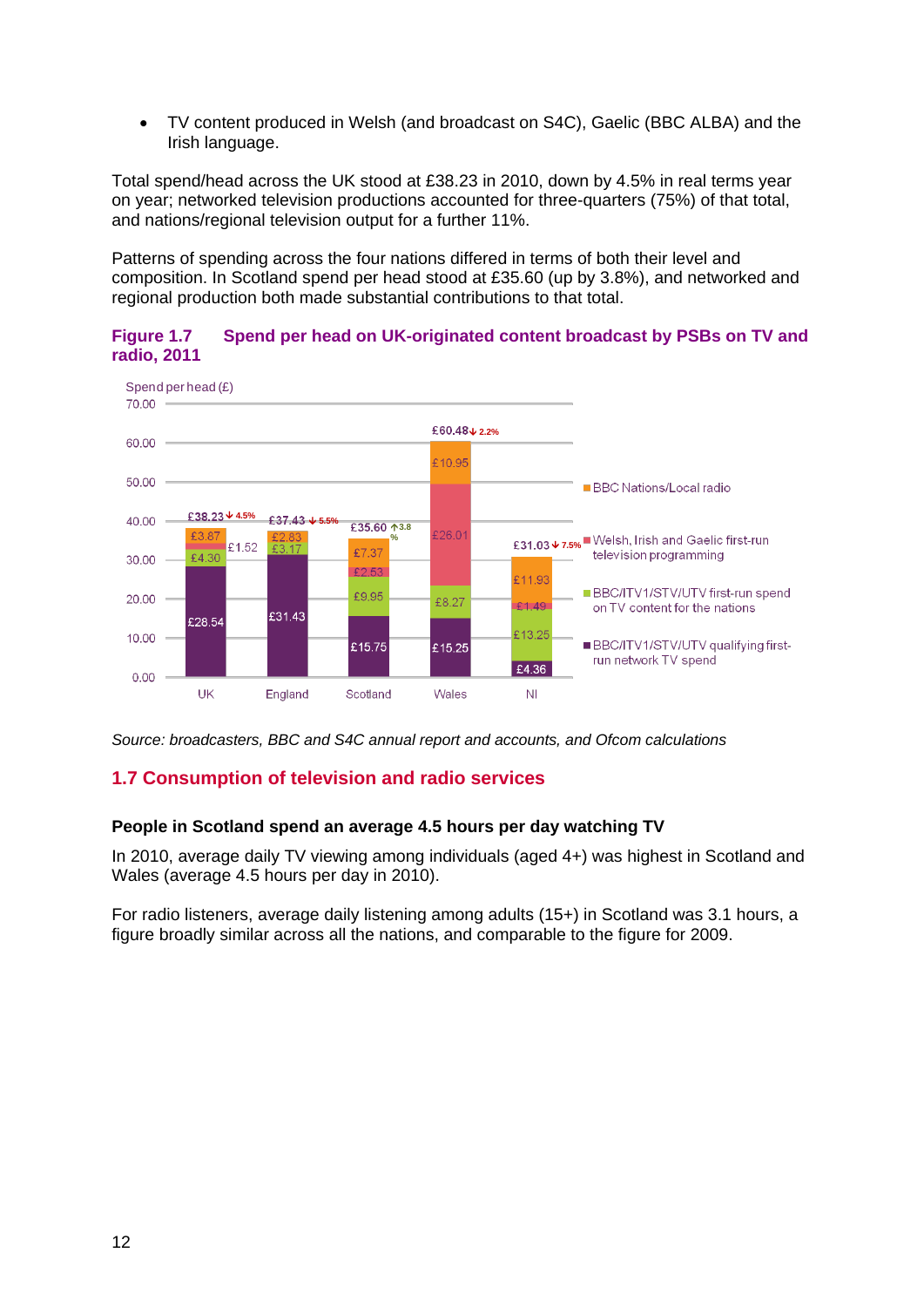- TV content produced in Welsh (and broadcast on S4C), Gaelic (BBC ALBA) and the Irish language.

Total spend/head across the UK stood at £38.23 in 2010, down by 4.5% in real terms year on year; networked television productions accounted for three-quarters (75%) of that total, and nations/regional television output for a further 11%.

Patterns of spending across the four nations differed in terms of both their level and composition. In Scotland spend per head stood at £35.60 (up by 3.8%), and networked and regional production both made substantial contributions to that total.

**Figure 1.7 Spend per head on UK-originated content broadcast by PSBs on TV and radio, 2011**

Spend per head (£)

70.00
60.00
50.00
40.00
30.00
20.00
10.00
0.00

UK: £38.23 ↓ 4.5% — £3.87, £1.52, £4.30, £28.54
England: £37.43 ↓ 5.5% — £2.83, £3.17, £31.43
Scotland: £35.60 ↑ 3.8% — £7.37, £2.53, £9.95, £15.75
Wales: £60.48 ↓ 2.2% — £10.95, £26.01, £8.27, £15.25
NI: £31.03 ↓ 7.5% — £11.93, £1.49, £13.25, £4.36

BBC Nations/Local radio
Welsh, Irish and Gaelic first-run television programming
BBC/ITV1/STV/UTV first-run spend on TV content for the nations
BBC/ITV1/STV/UTV qualifying first-run network TV spend

*Source: broadcasters, BBC and S4C annual report and accounts, and Ofcom calculations*

## 1.7 Consumption of television and radio services

**People in Scotland spend an average 4.5 hours per day watching TV**

In 2010, average daily TV viewing among individuals (aged 4+) was highest in Scotland and Wales (average 4.5 hours per day in 2010).

For radio listeners, average daily listening among adults (15+) in Scotland was 3.1 hours, a figure broadly similar across all the nations, and comparable to the figure for 2009.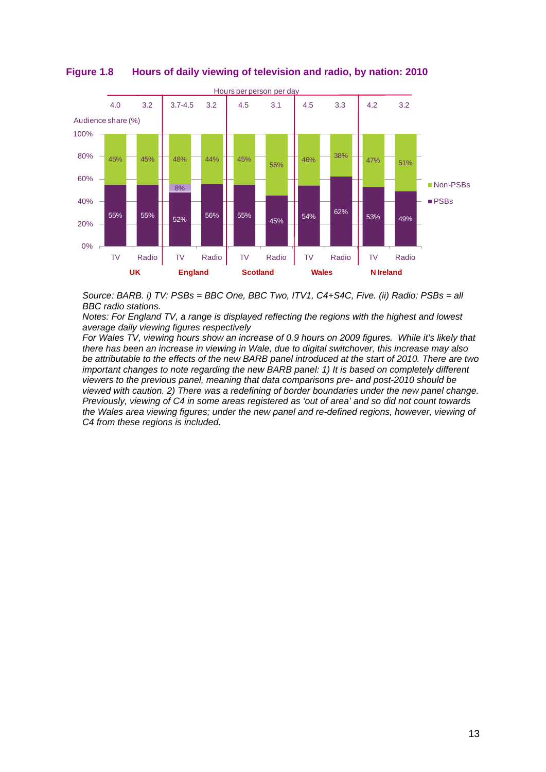**Figure 1.8 Hours of daily viewing of television and radio, by nation: 2010**

Hours per person per day

4.0 3.2 3.7-4.5 3.2 4.5 3.1 4.5 3.3 4.2 3.2

Audience share (%)

100%
80%
60%
40%
20%
0%

45% 45% 48% 44% 45% 55% 46% 38% 47% 51%

8%

55% 55% 52% 56% 55% 45% 54% 62% 53% 49%

TV Radio TV Radio TV Radio TV Radio TV Radio

UK England Scotland Wales N Ireland

Non-PSBs
PSBs

*Source: BARB. i) TV: PSBs = BBC One, BBC Two, ITV1, C4+S4C, Five. (ii) Radio: PSBs = all BBC radio stations.*
*Notes: For England TV, a range is displayed reflecting the regions with the highest and lowest average daily viewing figures respectively*
*For Wales TV, viewing hours show an increase of 0.9 hours on 2009 figures. While it's likely that there has been an increase in viewing in Wale, due to digital switchover, this increase may also be attributable to the effects of the new BARB panel introduced at the start of 2010. There are two important changes to note regarding the new BARB panel: 1) It is based on completely different viewers to the previous panel, meaning that data comparisons pre- and post-2010 should be viewed with caution. 2) There was a redefining of border boundaries under the new panel change. Previously, viewing of C4 in some areas registered as 'out of area' and so did not count towards the Wales area viewing figures; under the new panel and re-defined regions, however, viewing of C4 from these regions is included.*